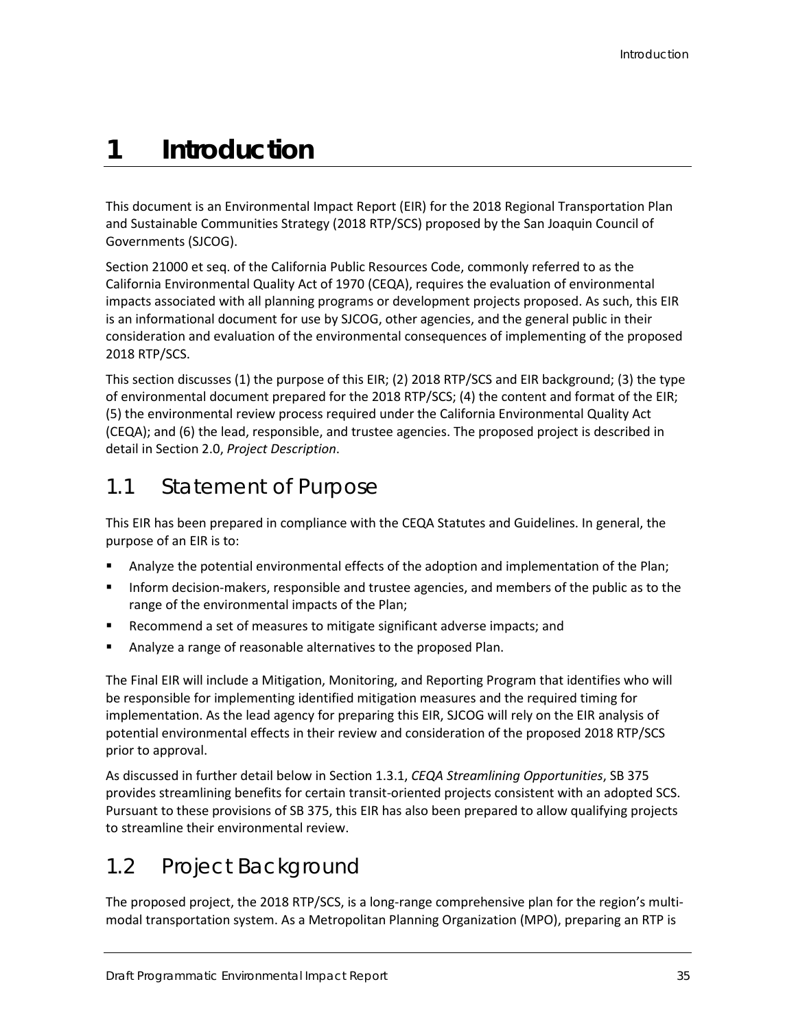# 1 Introduction

This document is an Environmental Impact Report (EIR) for the 2018 Regional Transportation Plan and Sustainable Communities Strategy (2018 RTP/SCS) proposed by the San Joaquin Council of Governments (SJCOG).

Section 21000 et seq. of the California Public Resources Code, commonly referred to as the California Environmental Quality Act of 1970 (CEQA), requires the evaluation of environmental impacts associated with all planning programs or development projects proposed. As such, this EIR is an informational document for use by SJCOG, other agencies, and the general public in their consideration and evaluation of the environmental consequences of implementing of the proposed 2018 RTP/SCS.

This section discusses (1) the purpose of this EIR; (2) 2018 RTP/SCS and EIR background; (3) the type of environmental document prepared for the 2018 RTP/SCS; (4) the content and format of the EIR; (5) the environmental review process required under the California Environmental Quality Act (CEQA); and (6) the lead, responsible, and trustee agencies. The proposed project is described in detail in Section 2.0, *Project Description*.

## 1.1 Statement of Purpose

This EIR has been prepared in compliance with the CEQA Statutes and Guidelines. In general, the purpose of an EIR is to:

- Analyze the potential environmental effects of the adoption and implementation of the Plan;
- Inform decision-makers, responsible and trustee agencies, and members of the public as to the range of the environmental impacts of the Plan;
- Recommend a set of measures to mitigate significant adverse impacts; and
- Analyze a range of reasonable alternatives to the proposed Plan.

The Final EIR will include a Mitigation, Monitoring, and Reporting Program that identifies who will be responsible for implementing identified mitigation measures and the required timing for implementation. As the lead agency for preparing this EIR, SJCOG will rely on the EIR analysis of potential environmental effects in their review and consideration of the proposed 2018 RTP/SCS prior to approval.

As discussed in further detail below in Section 1.3.1, *CEQA Streamlining Opportunities*, SB 375 provides streamlining benefits for certain transit-oriented projects consistent with an adopted SCS. Pursuant to these provisions of SB 375, this EIR has also been prepared to allow qualifying projects to streamline their environmental review.

## 1.2 Project Background

The proposed project, the 2018 RTP/SCS, is a long-range comprehensive plan for the region's multi-modal transportation system. As a Metropolitan Planning Organization (MPO), preparing an RTP is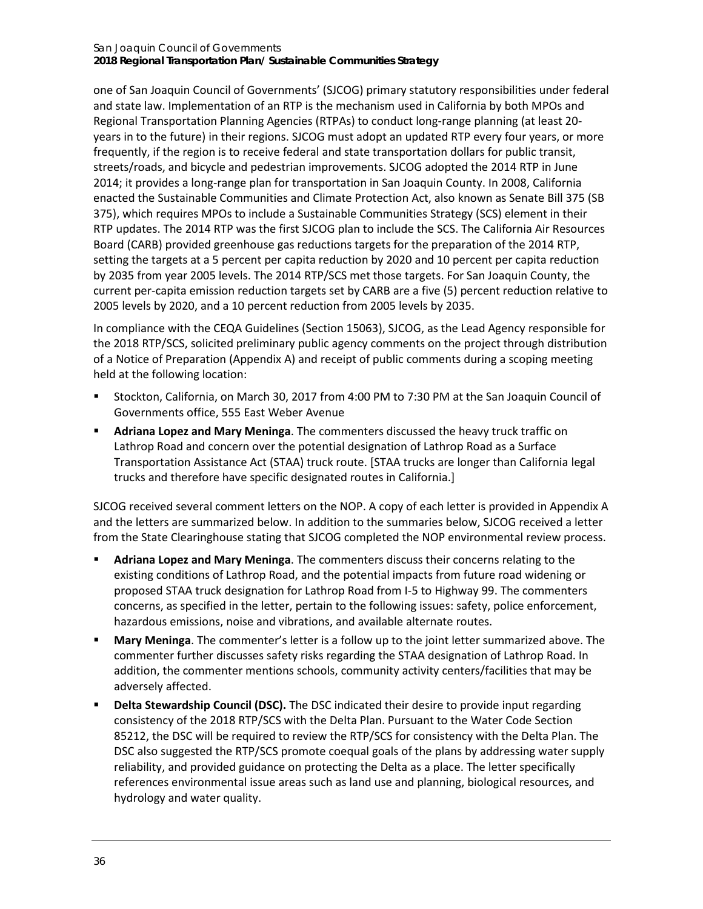one of San Joaquin Council of Governments' (SJCOG) primary statutory responsibilities under federal and state law. Implementation of an RTP is the mechanism used in California by both MPOs and Regional Transportation Planning Agencies (RTPAs) to conduct long-range planning (at least 20-years in to the future) in their regions. SJCOG must adopt an updated RTP every four years, or more frequently, if the region is to receive federal and state transportation dollars for public transit, streets/roads, and bicycle and pedestrian improvements. SJCOG adopted the 2014 RTP in June 2014; it provides a long-range plan for transportation in San Joaquin County. In 2008, California enacted the Sustainable Communities and Climate Protection Act, also known as Senate Bill 375 (SB 375), which requires MPOs to include a Sustainable Communities Strategy (SCS) element in their RTP updates. The 2014 RTP was the first SJCOG plan to include the SCS. The California Air Resources Board (CARB) provided greenhouse gas reductions targets for the preparation of the 2014 RTP, setting the targets at a 5 percent per capita reduction by 2020 and 10 percent per capita reduction by 2035 from year 2005 levels. The 2014 RTP/SCS met those targets. For San Joaquin County, the current per-capita emission reduction targets set by CARB are a five (5) percent reduction relative to 2005 levels by 2020, and a 10 percent reduction from 2005 levels by 2035.

In compliance with the CEQA Guidelines (Section 15063), SJCOG, as the Lead Agency responsible for the 2018 RTP/SCS, solicited preliminary public agency comments on the project through distribution of a Notice of Preparation (Appendix A) and receipt of public comments during a scoping meeting held at the following location:

- Stockton, California, on March 30, 2017 from 4:00 PM to 7:30 PM at the San Joaquin Council of Governments office, 555 East Weber Avenue
- **Adriana Lopez and Mary Meninga**. The commenters discussed the heavy truck traffic on Lathrop Road and concern over the potential designation of Lathrop Road as a Surface Transportation Assistance Act (STAA) truck route. [STAA trucks are longer than California legal trucks and therefore have specific designated routes in California.]

SJCOG received several comment letters on the NOP. A copy of each letter is provided in Appendix A and the letters are summarized below. In addition to the summaries below, SJCOG received a letter from the State Clearinghouse stating that SJCOG completed the NOP environmental review process.

- **Adriana Lopez and Mary Meninga**. The commenters discuss their concerns relating to the existing conditions of Lathrop Road, and the potential impacts from future road widening or proposed STAA truck designation for Lathrop Road from I-5 to Highway 99. The commenters concerns, as specified in the letter, pertain to the following issues: safety, police enforcement, hazardous emissions, noise and vibrations, and available alternate routes.
- **Mary Meninga**. The commenter's letter is a follow up to the joint letter summarized above. The commenter further discusses safety risks regarding the STAA designation of Lathrop Road. In addition, the commenter mentions schools, community activity centers/facilities that may be adversely affected.
- **Delta Stewardship Council (DSC).** The DSC indicated their desire to provide input regarding consistency of the 2018 RTP/SCS with the Delta Plan. Pursuant to the Water Code Section 85212, the DSC will be required to review the RTP/SCS for consistency with the Delta Plan. The DSC also suggested the RTP/SCS promote coequal goals of the plans by addressing water supply reliability, and provided guidance on protecting the Delta as a place. The letter specifically references environmental issue areas such as land use and planning, biological resources, and hydrology and water quality.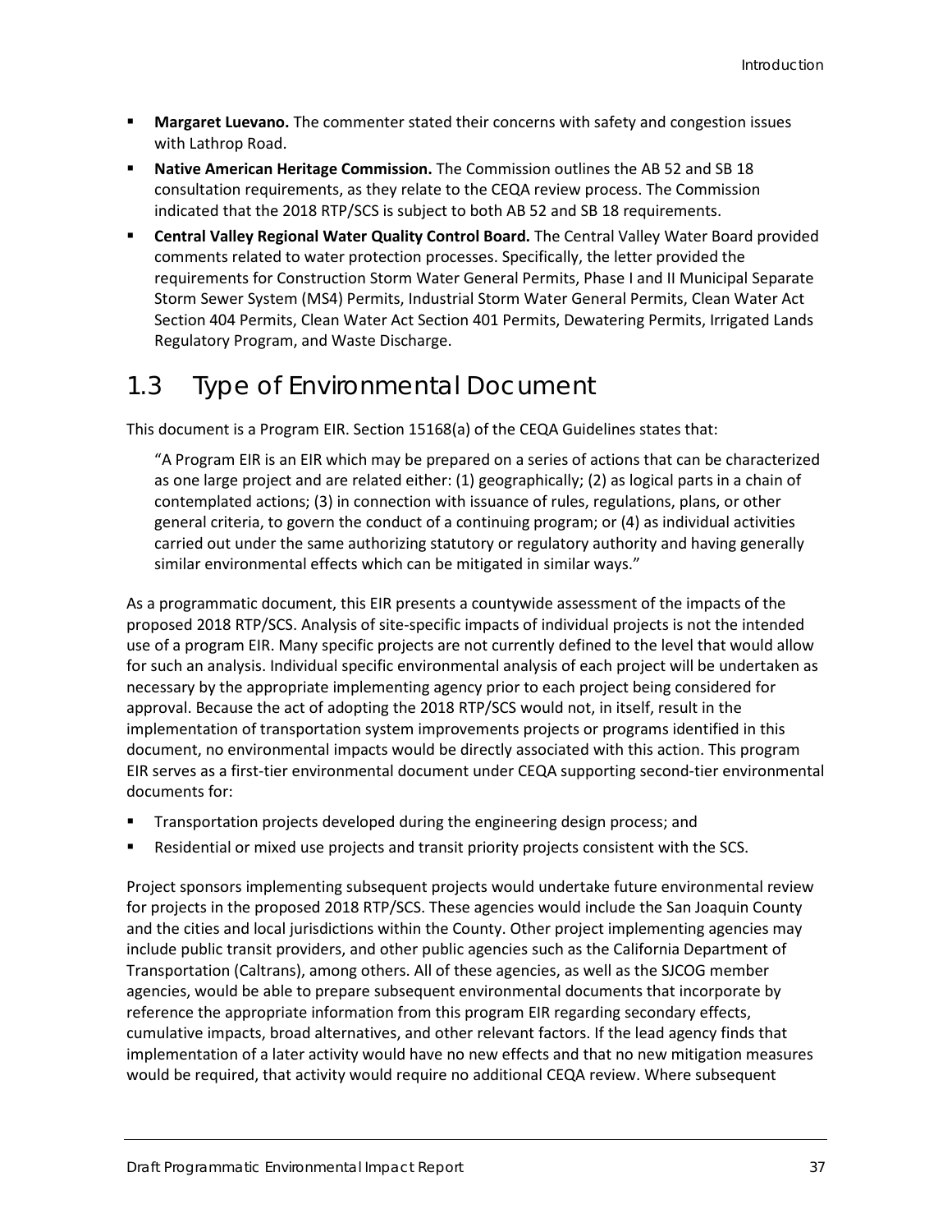- **Margaret Luevano.** The commenter stated their concerns with safety and congestion issues with Lathrop Road.
- **Native American Heritage Commission.** The Commission outlines the AB 52 and SB 18 consultation requirements, as they relate to the CEQA review process. The Commission indicated that the 2018 RTP/SCS is subject to both AB 52 and SB 18 requirements.
- **Central Valley Regional Water Quality Control Board.** The Central Valley Water Board provided comments related to water protection processes. Specifically, the letter provided the requirements for Construction Storm Water General Permits, Phase I and II Municipal Separate Storm Sewer System (MS4) Permits, Industrial Storm Water General Permits, Clean Water Act Section 404 Permits, Clean Water Act Section 401 Permits, Dewatering Permits, Irrigated Lands Regulatory Program, and Waste Discharge.

## 1.3 Type of Environmental Document

This document is a Program EIR. Section 15168(a) of the CEQA Guidelines states that:

> "A Program EIR is an EIR which may be prepared on a series of actions that can be characterized as one large project and are related either: (1) geographically; (2) as logical parts in a chain of contemplated actions; (3) in connection with issuance of rules, regulations, plans, or other general criteria, to govern the conduct of a continuing program; or (4) as individual activities carried out under the same authorizing statutory or regulatory authority and having generally similar environmental effects which can be mitigated in similar ways."

As a programmatic document, this EIR presents a countywide assessment of the impacts of the proposed 2018 RTP/SCS. Analysis of site-specific impacts of individual projects is not the intended use of a program EIR. Many specific projects are not currently defined to the level that would allow for such an analysis. Individual specific environmental analysis of each project will be undertaken as necessary by the appropriate implementing agency prior to each project being considered for approval. Because the act of adopting the 2018 RTP/SCS would not, in itself, result in the implementation of transportation system improvements projects or programs identified in this document, no environmental impacts would be directly associated with this action. This program EIR serves as a first-tier environmental document under CEQA supporting second-tier environmental documents for:

- Transportation projects developed during the engineering design process; and
- Residential or mixed use projects and transit priority projects consistent with the SCS.

Project sponsors implementing subsequent projects would undertake future environmental review for projects in the proposed 2018 RTP/SCS. These agencies would include the San Joaquin County and the cities and local jurisdictions within the County. Other project implementing agencies may include public transit providers, and other public agencies such as the California Department of Transportation (Caltrans), among others. All of these agencies, as well as the SJCOG member agencies, would be able to prepare subsequent environmental documents that incorporate by reference the appropriate information from this program EIR regarding secondary effects, cumulative impacts, broad alternatives, and other relevant factors. If the lead agency finds that implementation of a later activity would have no new effects and that no new mitigation measures would be required, that activity would require no additional CEQA review. Where subsequent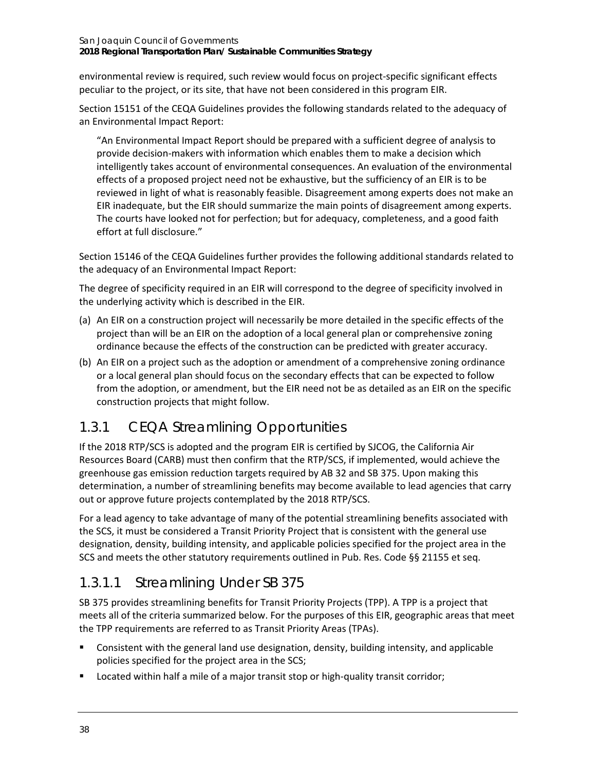environmental review is required, such review would focus on project-specific significant effects peculiar to the project, or its site, that have not been considered in this program EIR.

Section 15151 of the CEQA Guidelines provides the following standards related to the adequacy of an Environmental Impact Report:

> "An Environmental Impact Report should be prepared with a sufficient degree of analysis to provide decision-makers with information which enables them to make a decision which intelligently takes account of environmental consequences. An evaluation of the environmental effects of a proposed project need not be exhaustive, but the sufficiency of an EIR is to be reviewed in light of what is reasonably feasible. Disagreement among experts does not make an EIR inadequate, but the EIR should summarize the main points of disagreement among experts. The courts have looked not for perfection; but for adequacy, completeness, and a good faith effort at full disclosure."

Section 15146 of the CEQA Guidelines further provides the following additional standards related to the adequacy of an Environmental Impact Report:

The degree of specificity required in an EIR will correspond to the degree of specificity involved in the underlying activity which is described in the EIR.

(a) An EIR on a construction project will necessarily be more detailed in the specific effects of the project than will be an EIR on the adoption of a local general plan or comprehensive zoning ordinance because the effects of the construction can be predicted with greater accuracy.

(b) An EIR on a project such as the adoption or amendment of a comprehensive zoning ordinance or a local general plan should focus on the secondary effects that can be expected to follow from the adoption, or amendment, but the EIR need not be as detailed as an EIR on the specific construction projects that might follow.

## 1.3.1 CEQA Streamlining Opportunities

If the 2018 RTP/SCS is adopted and the program EIR is certified by SJCOG, the California Air Resources Board (CARB) must then confirm that the RTP/SCS, if implemented, would achieve the greenhouse gas emission reduction targets required by AB 32 and SB 375. Upon making this determination, a number of streamlining benefits may become available to lead agencies that carry out or approve future projects contemplated by the 2018 RTP/SCS.

For a lead agency to take advantage of many of the potential streamlining benefits associated with the SCS, it must be considered a Transit Priority Project that is consistent with the general use designation, density, building intensity, and applicable policies specified for the project area in the SCS and meets the other statutory requirements outlined in Pub. Res. Code §§ 21155 et seq.

### 1.3.1.1 Streamlining Under SB 375

SB 375 provides streamlining benefits for Transit Priority Projects (TPP). A TPP is a project that meets all of the criteria summarized below. For the purposes of this EIR, geographic areas that meet the TPP requirements are referred to as Transit Priority Areas (TPAs).

- Consistent with the general land use designation, density, building intensity, and applicable policies specified for the project area in the SCS;
- Located within half a mile of a major transit stop or high-quality transit corridor;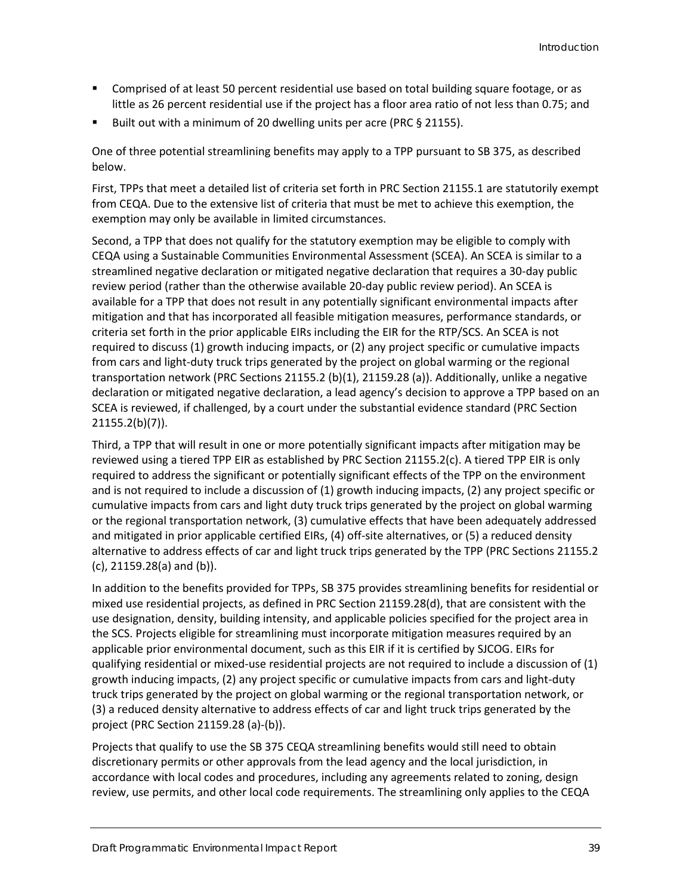- Comprised of at least 50 percent residential use based on total building square footage, or as little as 26 percent residential use if the project has a floor area ratio of not less than 0.75; and
- Built out with a minimum of 20 dwelling units per acre (PRC § 21155).

One of three potential streamlining benefits may apply to a TPP pursuant to SB 375, as described below.

First, TPPs that meet a detailed list of criteria set forth in PRC Section 21155.1 are statutorily exempt from CEQA. Due to the extensive list of criteria that must be met to achieve this exemption, the exemption may only be available in limited circumstances.

Second, a TPP that does not qualify for the statutory exemption may be eligible to comply with CEQA using a Sustainable Communities Environmental Assessment (SCEA). An SCEA is similar to a streamlined negative declaration or mitigated negative declaration that requires a 30-day public review period (rather than the otherwise available 20-day public review period). An SCEA is available for a TPP that does not result in any potentially significant environmental impacts after mitigation and that has incorporated all feasible mitigation measures, performance standards, or criteria set forth in the prior applicable EIRs including the EIR for the RTP/SCS. An SCEA is not required to discuss (1) growth inducing impacts, or (2) any project specific or cumulative impacts from cars and light-duty truck trips generated by the project on global warming or the regional transportation network (PRC Sections 21155.2 (b)(1), 21159.28 (a)). Additionally, unlike a negative declaration or mitigated negative declaration, a lead agency's decision to approve a TPP based on an SCEA is reviewed, if challenged, by a court under the substantial evidence standard (PRC Section 21155.2(b)(7)).

Third, a TPP that will result in one or more potentially significant impacts after mitigation may be reviewed using a tiered TPP EIR as established by PRC Section 21155.2(c). A tiered TPP EIR is only required to address the significant or potentially significant effects of the TPP on the environment and is not required to include a discussion of (1) growth inducing impacts, (2) any project specific or cumulative impacts from cars and light duty truck trips generated by the project on global warming or the regional transportation network, (3) cumulative effects that have been adequately addressed and mitigated in prior applicable certified EIRs, (4) off-site alternatives, or (5) a reduced density alternative to address effects of car and light truck trips generated by the TPP (PRC Sections 21155.2 (c), 21159.28(a) and (b)).

In addition to the benefits provided for TPPs, SB 375 provides streamlining benefits for residential or mixed use residential projects, as defined in PRC Section 21159.28(d), that are consistent with the use designation, density, building intensity, and applicable policies specified for the project area in the SCS. Projects eligible for streamlining must incorporate mitigation measures required by an applicable prior environmental document, such as this EIR if it is certified by SJCOG. EIRs for qualifying residential or mixed-use residential projects are not required to include a discussion of (1) growth inducing impacts, (2) any project specific or cumulative impacts from cars and light-duty truck trips generated by the project on global warming or the regional transportation network, or (3) a reduced density alternative to address effects of car and light truck trips generated by the project (PRC Section 21159.28 (a)-(b)).

Projects that qualify to use the SB 375 CEQA streamlining benefits would still need to obtain discretionary permits or other approvals from the lead agency and the local jurisdiction, in accordance with local codes and procedures, including any agreements related to zoning, design review, use permits, and other local code requirements. The streamlining only applies to the CEQA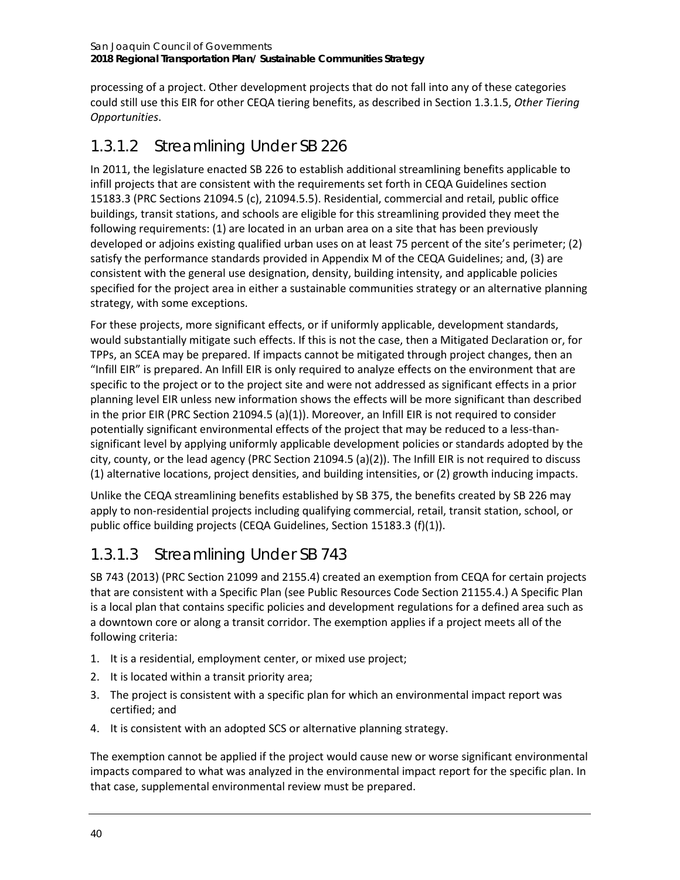processing of a project. Other development projects that do not fall into any of these categories could still use this EIR for other CEQA tiering benefits, as described in Section 1.3.1.5, *Other Tiering Opportunities*.

### 1.3.1.2 Streamlining Under SB 226

In 2011, the legislature enacted SB 226 to establish additional streamlining benefits applicable to infill projects that are consistent with the requirements set forth in CEQA Guidelines section 15183.3 (PRC Sections 21094.5 (c), 21094.5.5). Residential, commercial and retail, public office buildings, transit stations, and schools are eligible for this streamlining provided they meet the following requirements: (1) are located in an urban area on a site that has been previously developed or adjoins existing qualified urban uses on at least 75 percent of the site's perimeter; (2) satisfy the performance standards provided in Appendix M of the CEQA Guidelines; and, (3) are consistent with the general use designation, density, building intensity, and applicable policies specified for the project area in either a sustainable communities strategy or an alternative planning strategy, with some exceptions.

For these projects, more significant effects, or if uniformly applicable, development standards, would substantially mitigate such effects. If this is not the case, then a Mitigated Declaration or, for TPPs, an SCEA may be prepared. If impacts cannot be mitigated through project changes, then an "Infill EIR" is prepared. An Infill EIR is only required to analyze effects on the environment that are specific to the project or to the project site and were not addressed as significant effects in a prior planning level EIR unless new information shows the effects will be more significant than described in the prior EIR (PRC Section 21094.5 (a)(1)). Moreover, an Infill EIR is not required to consider potentially significant environmental effects of the project that may be reduced to a less-than-significant level by applying uniformly applicable development policies or standards adopted by the city, county, or the lead agency (PRC Section 21094.5 (a)(2)). The Infill EIR is not required to discuss (1) alternative locations, project densities, and building intensities, or (2) growth inducing impacts.

Unlike the CEQA streamlining benefits established by SB 375, the benefits created by SB 226 may apply to non-residential projects including qualifying commercial, retail, transit station, school, or public office building projects (CEQA Guidelines, Section 15183.3 (f)(1)).

### 1.3.1.3 Streamlining Under SB 743

SB 743 (2013) (PRC Section 21099 and 2155.4) created an exemption from CEQA for certain projects that are consistent with a Specific Plan (see Public Resources Code Section 21155.4.) A Specific Plan is a local plan that contains specific policies and development regulations for a defined area such as a downtown core or along a transit corridor. The exemption applies if a project meets all of the following criteria:

1. It is a residential, employment center, or mixed use project;
2. It is located within a transit priority area;
3. The project is consistent with a specific plan for which an environmental impact report was certified; and
4. It is consistent with an adopted SCS or alternative planning strategy.

The exemption cannot be applied if the project would cause new or worse significant environmental impacts compared to what was analyzed in the environmental impact report for the specific plan. In that case, supplemental environmental review must be prepared.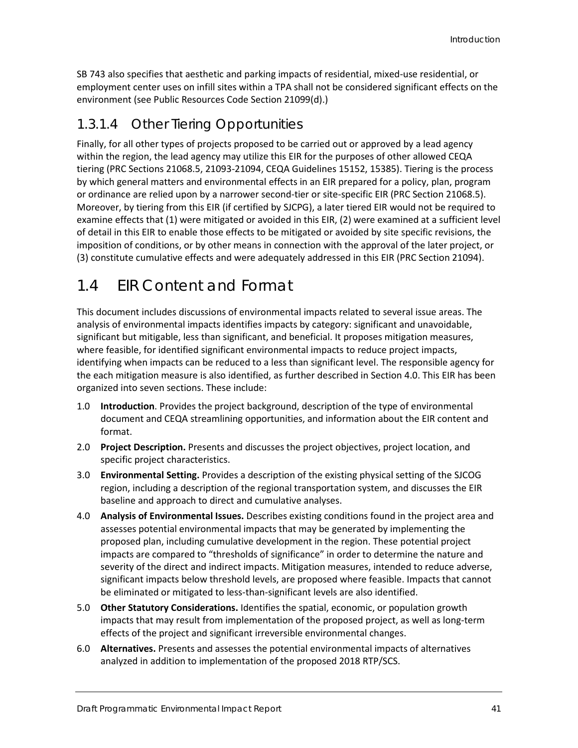SB 743 also specifies that aesthetic and parking impacts of residential, mixed-use residential, or employment center uses on infill sites within a TPA shall not be considered significant effects on the environment (see Public Resources Code Section 21099(d).)

### 1.3.1.4 Other Tiering Opportunities

Finally, for all other types of projects proposed to be carried out or approved by a lead agency within the region, the lead agency may utilize this EIR for the purposes of other allowed CEQA tiering (PRC Sections 21068.5, 21093-21094, CEQA Guidelines 15152, 15385). Tiering is the process by which general matters and environmental effects in an EIR prepared for a policy, plan, program or ordinance are relied upon by a narrower second-tier or site-specific EIR (PRC Section 21068.5). Moreover, by tiering from this EIR (if certified by SJCPG), a later tiered EIR would not be required to examine effects that (1) were mitigated or avoided in this EIR, (2) were examined at a sufficient level of detail in this EIR to enable those effects to be mitigated or avoided by site specific revisions, the imposition of conditions, or by other means in connection with the approval of the later project, or (3) constitute cumulative effects and were adequately addressed in this EIR (PRC Section 21094).

## 1.4 EIR Content and Format

This document includes discussions of environmental impacts related to several issue areas. The analysis of environmental impacts identifies impacts by category: significant and unavoidable, significant but mitigable, less than significant, and beneficial. It proposes mitigation measures, where feasible, for identified significant environmental impacts to reduce project impacts, identifying when impacts can be reduced to a less than significant level. The responsible agency for the each mitigation measure is also identified, as further described in Section 4.0. This EIR has been organized into seven sections. These include:

1.0 **Introduction**. Provides the project background, description of the type of environmental document and CEQA streamlining opportunities, and information about the EIR content and format.

2.0 **Project Description.** Presents and discusses the project objectives, project location, and specific project characteristics.

3.0 **Environmental Setting.** Provides a description of the existing physical setting of the SJCOG region, including a description of the regional transportation system, and discusses the EIR baseline and approach to direct and cumulative analyses.

4.0 **Analysis of Environmental Issues.** Describes existing conditions found in the project area and assesses potential environmental impacts that may be generated by implementing the proposed plan, including cumulative development in the region. These potential project impacts are compared to "thresholds of significance" in order to determine the nature and severity of the direct and indirect impacts. Mitigation measures, intended to reduce adverse, significant impacts below threshold levels, are proposed where feasible. Impacts that cannot be eliminated or mitigated to less-than-significant levels are also identified.

5.0 **Other Statutory Considerations.** Identifies the spatial, economic, or population growth impacts that may result from implementation of the proposed project, as well as long-term effects of the project and significant irreversible environmental changes.

6.0 **Alternatives.** Presents and assesses the potential environmental impacts of alternatives analyzed in addition to implementation of the proposed 2018 RTP/SCS.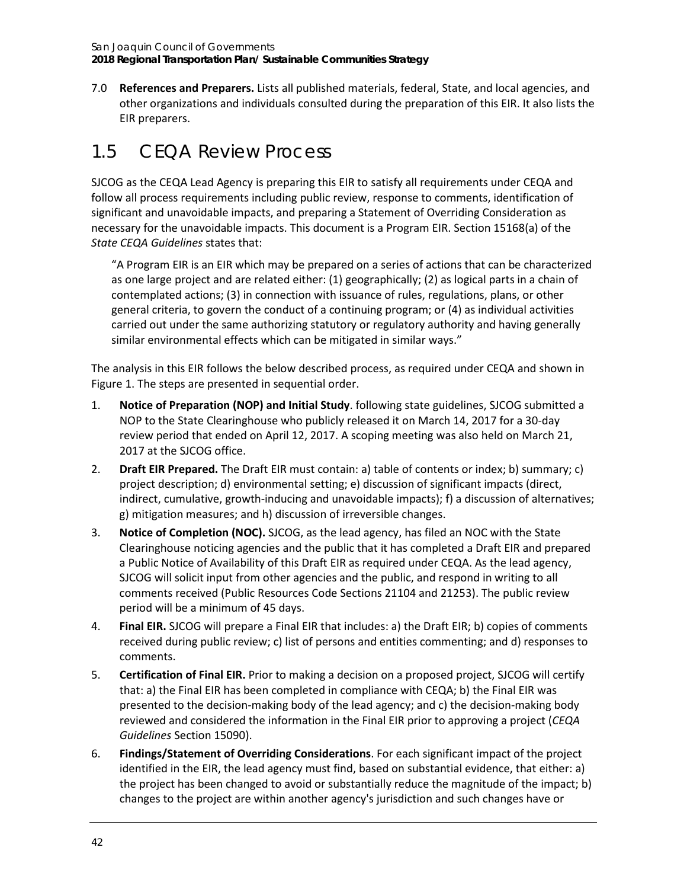7.0 **References and Preparers.** Lists all published materials, federal, State, and local agencies, and other organizations and individuals consulted during the preparation of this EIR. It also lists the EIR preparers.

## 1.5 CEQA Review Process

SJCOG as the CEQA Lead Agency is preparing this EIR to satisfy all requirements under CEQA and follow all process requirements including public review, response to comments, identification of significant and unavoidable impacts, and preparing a Statement of Overriding Consideration as necessary for the unavoidable impacts. This document is a Program EIR. Section 15168(a) of the *State CEQA Guidelines* states that:

> "A Program EIR is an EIR which may be prepared on a series of actions that can be characterized as one large project and are related either: (1) geographically; (2) as logical parts in a chain of contemplated actions; (3) in connection with issuance of rules, regulations, plans, or other general criteria, to govern the conduct of a continuing program; or (4) as individual activities carried out under the same authorizing statutory or regulatory authority and having generally similar environmental effects which can be mitigated in similar ways."

The analysis in this EIR follows the below described process, as required under CEQA and shown in Figure 1. The steps are presented in sequential order.

1. **Notice of Preparation (NOP) and Initial Study**. following state guidelines, SJCOG submitted a NOP to the State Clearinghouse who publicly released it on March 14, 2017 for a 30-day review period that ended on April 12, 2017. A scoping meeting was also held on March 21, 2017 at the SJCOG office.
2. **Draft EIR Prepared.** The Draft EIR must contain: a) table of contents or index; b) summary; c) project description; d) environmental setting; e) discussion of significant impacts (direct, indirect, cumulative, growth-inducing and unavoidable impacts); f) a discussion of alternatives; g) mitigation measures; and h) discussion of irreversible changes.
3. **Notice of Completion (NOC).** SJCOG, as the lead agency, has filed an NOC with the State Clearinghouse noticing agencies and the public that it has completed a Draft EIR and prepared a Public Notice of Availability of this Draft EIR as required under CEQA. As the lead agency, SJCOG will solicit input from other agencies and the public, and respond in writing to all comments received (Public Resources Code Sections 21104 and 21253). The public review period will be a minimum of 45 days.
4. **Final EIR.** SJCOG will prepare a Final EIR that includes: a) the Draft EIR; b) copies of comments received during public review; c) list of persons and entities commenting; and d) responses to comments.
5. **Certification of Final EIR.** Prior to making a decision on a proposed project, SJCOG will certify that: a) the Final EIR has been completed in compliance with CEQA; b) the Final EIR was presented to the decision-making body of the lead agency; and c) the decision-making body reviewed and considered the information in the Final EIR prior to approving a project (*CEQA Guidelines* Section 15090).
6. **Findings/Statement of Overriding Considerations**. For each significant impact of the project identified in the EIR, the lead agency must find, based on substantial evidence, that either: a) the project has been changed to avoid or substantially reduce the magnitude of the impact; b) changes to the project are within another agency's jurisdiction and such changes have or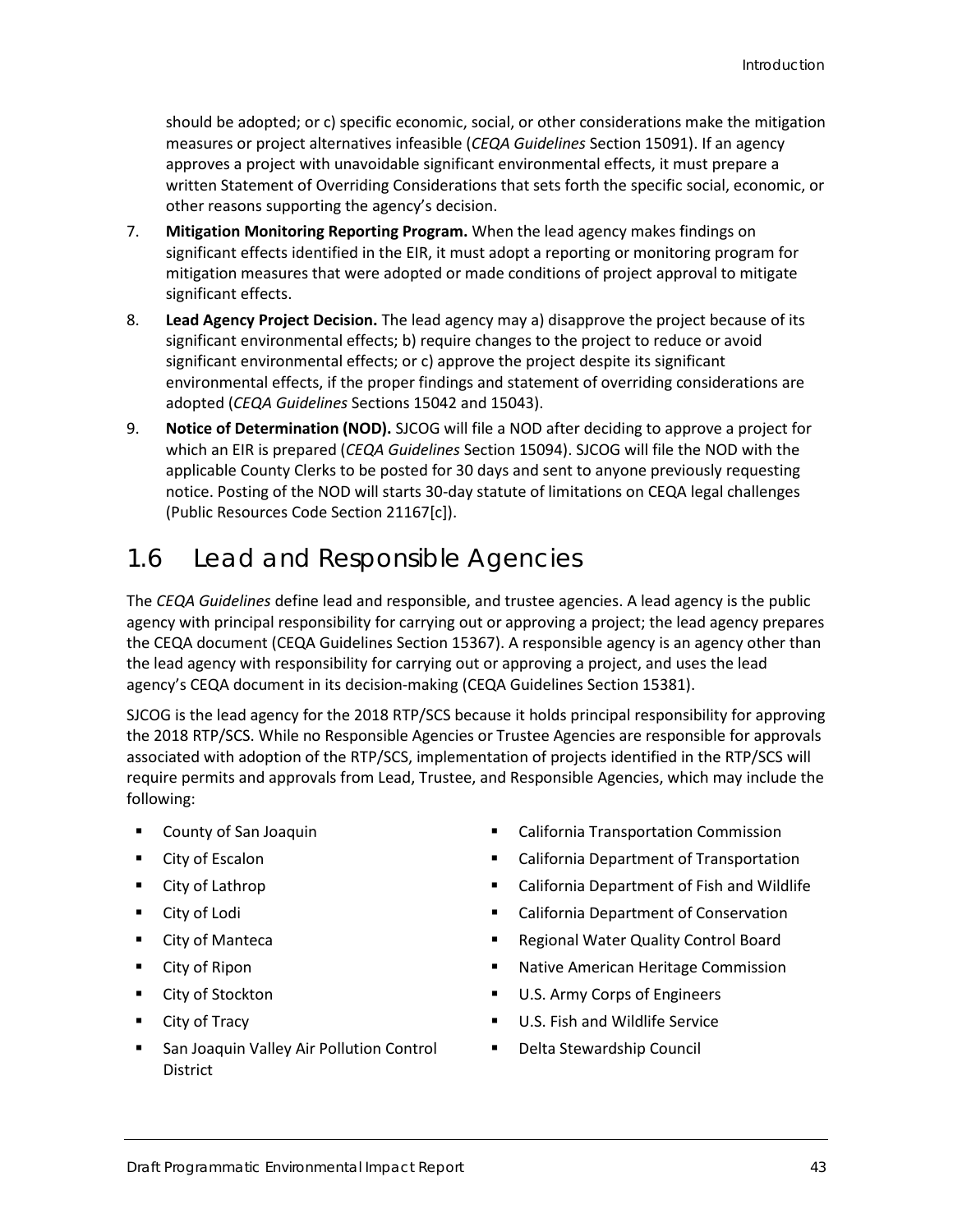should be adopted; or c) specific economic, social, or other considerations make the mitigation measures or project alternatives infeasible (*CEQA Guidelines* Section 15091). If an agency approves a project with unavoidable significant environmental effects, it must prepare a written Statement of Overriding Considerations that sets forth the specific social, economic, or other reasons supporting the agency's decision.

7. **Mitigation Monitoring Reporting Program.** When the lead agency makes findings on significant effects identified in the EIR, it must adopt a reporting or monitoring program for mitigation measures that were adopted or made conditions of project approval to mitigate significant effects.
8. **Lead Agency Project Decision.** The lead agency may a) disapprove the project because of its significant environmental effects; b) require changes to the project to reduce or avoid significant environmental effects; or c) approve the project despite its significant environmental effects, if the proper findings and statement of overriding considerations are adopted (*CEQA Guidelines* Sections 15042 and 15043).
9. **Notice of Determination (NOD).** SJCOG will file a NOD after deciding to approve a project for which an EIR is prepared (*CEQA Guidelines* Section 15094). SJCOG will file the NOD with the applicable County Clerks to be posted for 30 days and sent to anyone previously requesting notice. Posting of the NOD will starts 30-day statute of limitations on CEQA legal challenges (Public Resources Code Section 21167[c]).

## 1.6 Lead and Responsible Agencies

The *CEQA Guidelines* define lead and responsible, and trustee agencies. A lead agency is the public agency with principal responsibility for carrying out or approving a project; the lead agency prepares the CEQA document (CEQA Guidelines Section 15367). A responsible agency is an agency other than the lead agency with responsibility for carrying out or approving a project, and uses the lead agency's CEQA document in its decision-making (CEQA Guidelines Section 15381).

SJCOG is the lead agency for the 2018 RTP/SCS because it holds principal responsibility for approving the 2018 RTP/SCS. While no Responsible Agencies or Trustee Agencies are responsible for approvals associated with adoption of the RTP/SCS, implementation of projects identified in the RTP/SCS will require permits and approvals from Lead, Trustee, and Responsible Agencies, which may include the following:

- County of San Joaquin
- City of Escalon
- City of Lathrop
- City of Lodi
- City of Manteca
- City of Ripon
- City of Stockton
- City of Tracy
- San Joaquin Valley Air Pollution Control District
- California Transportation Commission
- California Department of Transportation
- California Department of Fish and Wildlife
- California Department of Conservation
- Regional Water Quality Control Board
- Native American Heritage Commission
- U.S. Army Corps of Engineers
- U.S. Fish and Wildlife Service
- Delta Stewardship Council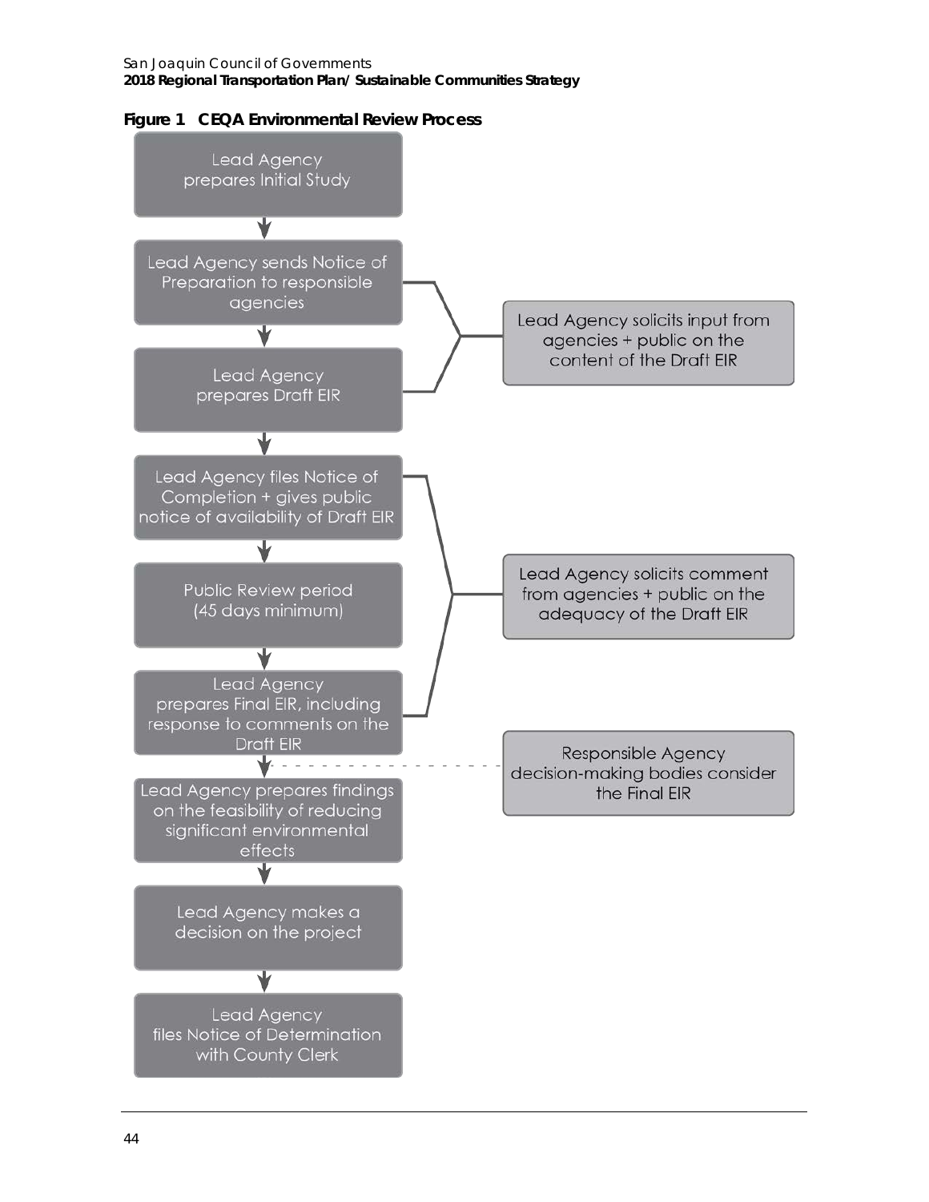**Figure 1 CEQA Environmental Review Process**

Lead Agency prepares Initial Study

Lead Agency sends Notice of Preparation to responsible agencies

Lead Agency prepares Draft EIR

Lead Agency solicits input from agencies + public on the content of the Draft EIR

Lead Agency files Notice of Completion + gives public notice of availability of Draft EIR

Public Review period (45 days minimum)

Lead Agency prepares Final EIR, including response to comments on the Draft EIR

Lead Agency solicits comment from agencies + public on the adequacy of the Draft EIR

Responsible Agency decision-making bodies consider the Final EIR

Lead Agency prepares findings on the feasibility of reducing significant environmental effects

Lead Agency makes a decision on the project

Lead Agency files Notice of Determination with County Clerk